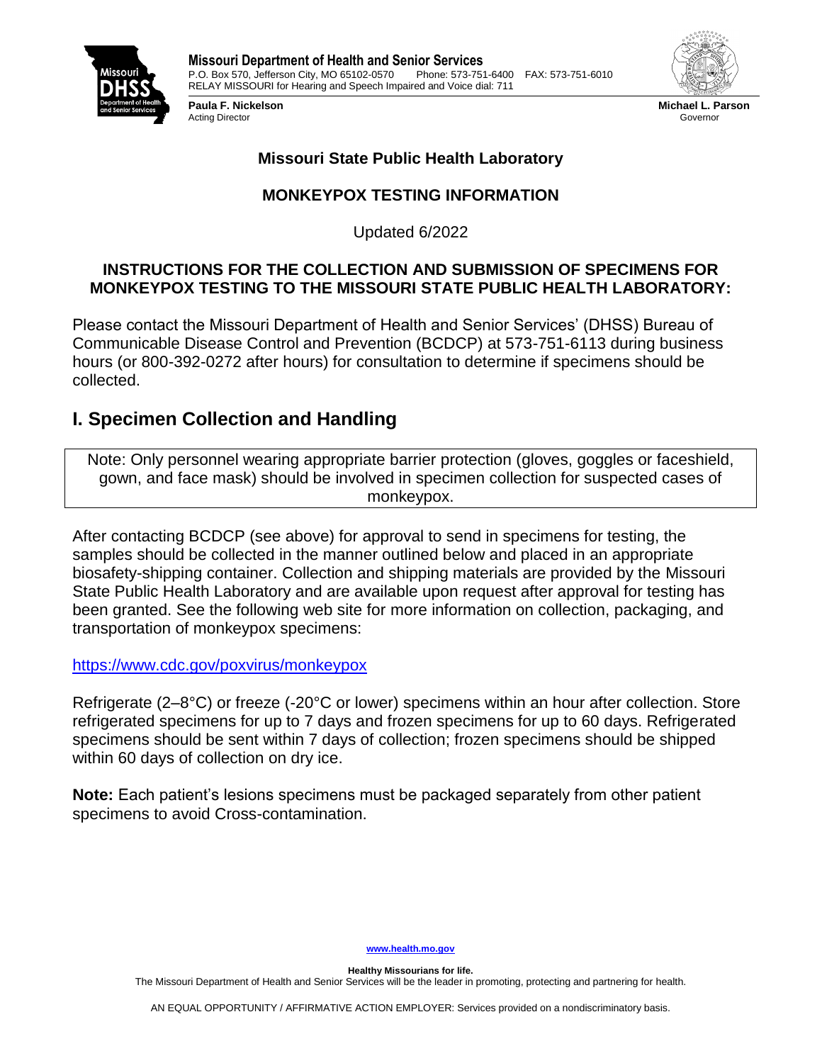**Missouri Department of Health and Senior Services**
P.O. Box 570, Jefferson City, MO 65102-0570 Phone: 573-751-6400 FAX: 573-751-6010
RELAY MISSOURI for Hearing and Speech Impaired and Voice dial: 711

**Paula F. Nickelson**
Acting Director

**Michael L. Parson**
Governor

## Missouri State Public Health Laboratory

## MONKEYPOX TESTING INFORMATION

Updated 6/2022

### INSTRUCTIONS FOR THE COLLECTION AND SUBMISSION OF SPECIMENS FOR MONKEYPOX TESTING TO THE MISSOURI STATE PUBLIC HEALTH LABORATORY:

Please contact the Missouri Department of Health and Senior Services' (DHSS) Bureau of Communicable Disease Control and Prevention (BCDCP) at 573-751-6113 during business hours (or 800-392-0272 after hours) for consultation to determine if specimens should be collected.

# I. Specimen Collection and Handling

Note: Only personnel wearing appropriate barrier protection (gloves, goggles or faceshield, gown, and face mask) should be involved in specimen collection for suspected cases of monkeypox.

After contacting BCDCP (see above) for approval to send in specimens for testing, the samples should be collected in the manner outlined below and placed in an appropriate biosafety-shipping container. Collection and shipping materials are provided by the Missouri State Public Health Laboratory and are available upon request after approval for testing has been granted. See the following web site for more information on collection, packaging, and transportation of monkeypox specimens:

https://www.cdc.gov/poxvirus/monkeypox

Refrigerate (2–8°C) or freeze (-20°C or lower) specimens within an hour after collection. Store refrigerated specimens for up to 7 days and frozen specimens for up to 60 days. Refrigerated specimens should be sent within 7 days of collection; frozen specimens should be shipped within 60 days of collection on dry ice.

**Note:** Each patient's lesions specimens must be packaged separately from other patient specimens to avoid Cross-contamination.

www.health.mo.gov

**Healthy Missourians for life.**
The Missouri Department of Health and Senior Services will be the leader in promoting, protecting and partnering for health.

AN EQUAL OPPORTUNITY / AFFIRMATIVE ACTION EMPLOYER: Services provided on a nondiscriminatory basis.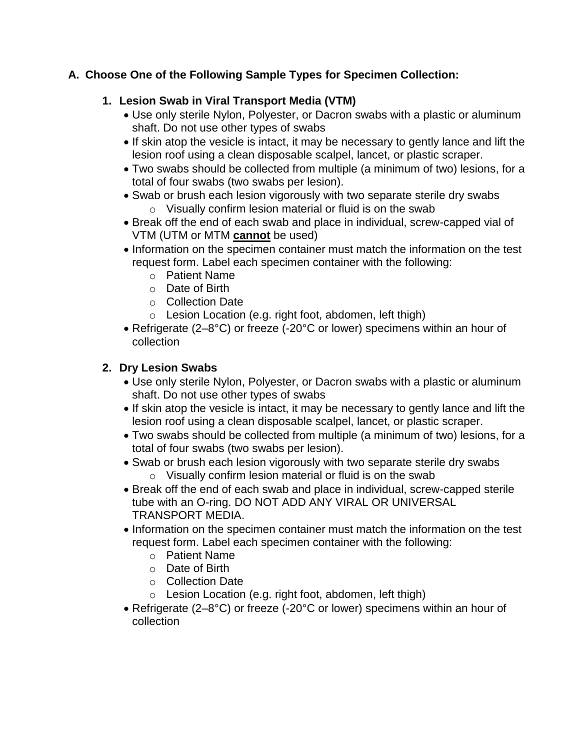## A. Choose One of the Following Sample Types for Specimen Collection:

### 1. Lesion Swab in Viral Transport Media (VTM)

- Use only sterile Nylon, Polyester, or Dacron swabs with a plastic or aluminum shaft. Do not use other types of swabs
- If skin atop the vesicle is intact, it may be necessary to gently lance and lift the lesion roof using a clean disposable scalpel, lancet, or plastic scraper.
- Two swabs should be collected from multiple (a minimum of two) lesions, for a total of four swabs (two swabs per lesion).
- Swab or brush each lesion vigorously with two separate sterile dry swabs
  - Visually confirm lesion material or fluid is on the swab
- Break off the end of each swab and place in individual, screw-capped vial of VTM (UTM or MTM **cannot** be used)
- Information on the specimen container must match the information on the test request form. Label each specimen container with the following:
  - Patient Name
  - Date of Birth
  - Collection Date
  - Lesion Location (e.g. right foot, abdomen, left thigh)
- Refrigerate (2–8°C) or freeze (-20°C or lower) specimens within an hour of collection

### 2. Dry Lesion Swabs

- Use only sterile Nylon, Polyester, or Dacron swabs with a plastic or aluminum shaft. Do not use other types of swabs
- If skin atop the vesicle is intact, it may be necessary to gently lance and lift the lesion roof using a clean disposable scalpel, lancet, or plastic scraper.
- Two swabs should be collected from multiple (a minimum of two) lesions, for a total of four swabs (two swabs per lesion).
- Swab or brush each lesion vigorously with two separate sterile dry swabs
  - Visually confirm lesion material or fluid is on the swab
- Break off the end of each swab and place in individual, screw-capped sterile tube with an O-ring. DO NOT ADD ANY VIRAL OR UNIVERSAL TRANSPORT MEDIA.
- Information on the specimen container must match the information on the test request form. Label each specimen container with the following:
  - Patient Name
  - Date of Birth
  - Collection Date
  - Lesion Location (e.g. right foot, abdomen, left thigh)
- Refrigerate (2–8°C) or freeze (-20°C or lower) specimens within an hour of collection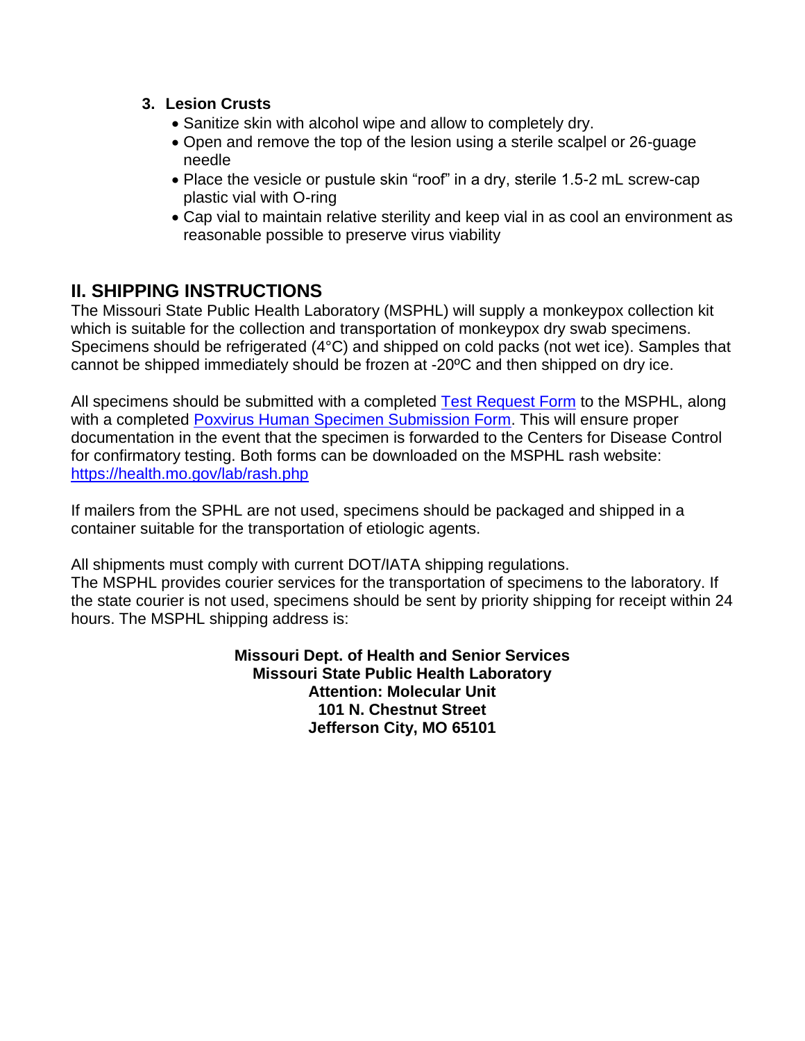3. **Lesion Crusts**
   - Sanitize skin with alcohol wipe and allow to completely dry.
   - Open and remove the top of the lesion using a sterile scalpel or 26-guage needle
   - Place the vesicle or pustule skin “roof” in a dry, sterile 1.5-2 mL screw-cap plastic vial with O-ring
   - Cap vial to maintain relative sterility and keep vial in as cool an environment as reasonable possible to preserve virus viability

## II. SHIPPING INSTRUCTIONS

The Missouri State Public Health Laboratory (MSPHL) will supply a monkeypox collection kit which is suitable for the collection and transportation of monkeypox dry swab specimens. Specimens should be refrigerated (4°C) and shipped on cold packs (not wet ice). Samples that cannot be shipped immediately should be frozen at -20ºC and then shipped on dry ice.

All specimens should be submitted with a completed Test Request Form to the MSPHL, along with a completed Poxvirus Human Specimen Submission Form. This will ensure proper documentation in the event that the specimen is forwarded to the Centers for Disease Control for confirmatory testing. Both forms can be downloaded on the MSPHL rash website: https://health.mo.gov/lab/rash.php

If mailers from the SPHL are not used, specimens should be packaged and shipped in a container suitable for the transportation of etiologic agents.

All shipments must comply with current DOT/IATA shipping regulations.
The MSPHL provides courier services for the transportation of specimens to the laboratory. If the state courier is not used, specimens should be sent by priority shipping for receipt within 24 hours. The MSPHL shipping address is:

**Missouri Dept. of Health and Senior Services**
**Missouri State Public Health Laboratory**
**Attention: Molecular Unit**
**101 N. Chestnut Street**
**Jefferson City, MO 65101**